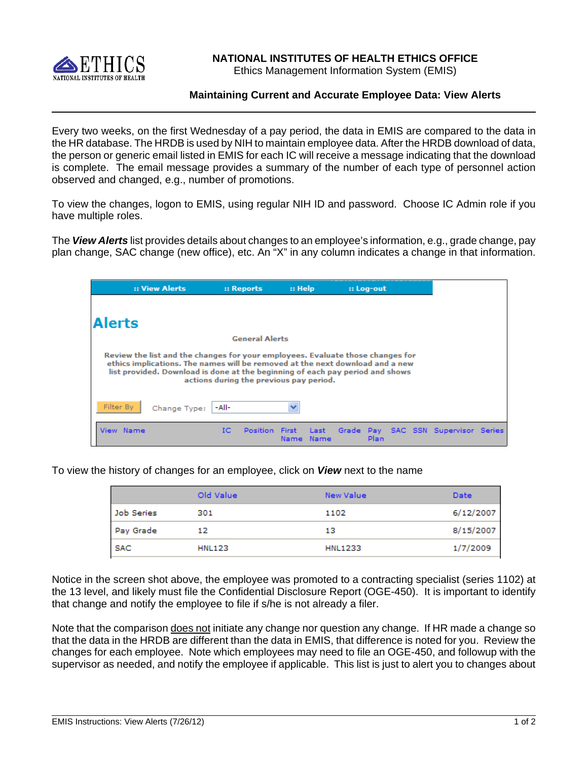NATIONAL INSTITUTES OF HEALTH ETHICS OFFICE

Ethics Management Information System (EMIS)

# Maintaining Current and Accurate Employee Data: View Alerts

Every two weeks, on the first Wednesday of a pay period, the data in EMIS are compared to the data in the HR database. The HRDB is used by NIH to maintain employee data. After the HRDB download of data, the person or generic email listed in EMIS for each IC will receive a message indicating that the download is complete. The email message provides a summary of the number of each type of personnel action observed and changed, e.g., number of promotions.

To view the changes, logon to EMIS, using regular NIH ID and password. Choose IC Admin role if you have multiple roles.

The ***View Alerts*** list provides details about changes to an employee's information, e.g., grade change, pay plan change, SAC change (new office), etc. An "X" in any column indicates a change in that information.

:: View Alerts :: Reports :: Help :: Log-out

## Alerts

General Alerts

Review the list and the changes for your employees. Evaluate those changes for ethics implications. The names will be removed at the next download and a new list provided. Download is done at the beginning of each pay period and shows actions during the previous pay period.

Filter By Change Type: -All-

| View | Name | IC | Position | First Name | Last Name | Grade | Pay Plan | SAC | SSN | Supervisor | Series |
|---|---|---|---|---|---|---|---|---|---|---|---|

To view the history of changes for an employee, click on ***View*** next to the name

| | Old Value | New Value | Date |
|---|---|---|---|
| Job Series | 301 | 1102 | 6/12/2007 |
| Pay Grade | 12 | 13 | 8/15/2007 |
| SAC | HNL123 | HNL1233 | 1/7/2009 |

Notice in the screen shot above, the employee was promoted to a contracting specialist (series 1102) at the 13 level, and likely must file the Confidential Disclosure Report (OGE-450). It is important to identify that change and notify the employee to file if s/he is not already a filer.

Note that the comparison does not initiate any change nor question any change. If HR made a change so that the data in the HRDB are different than the data in EMIS, that difference is noted for you. Review the changes for each employee. Note which employees may need to file an OGE-450, and followup with the supervisor as needed, and notify the employee if applicable. This list is just to alert you to changes about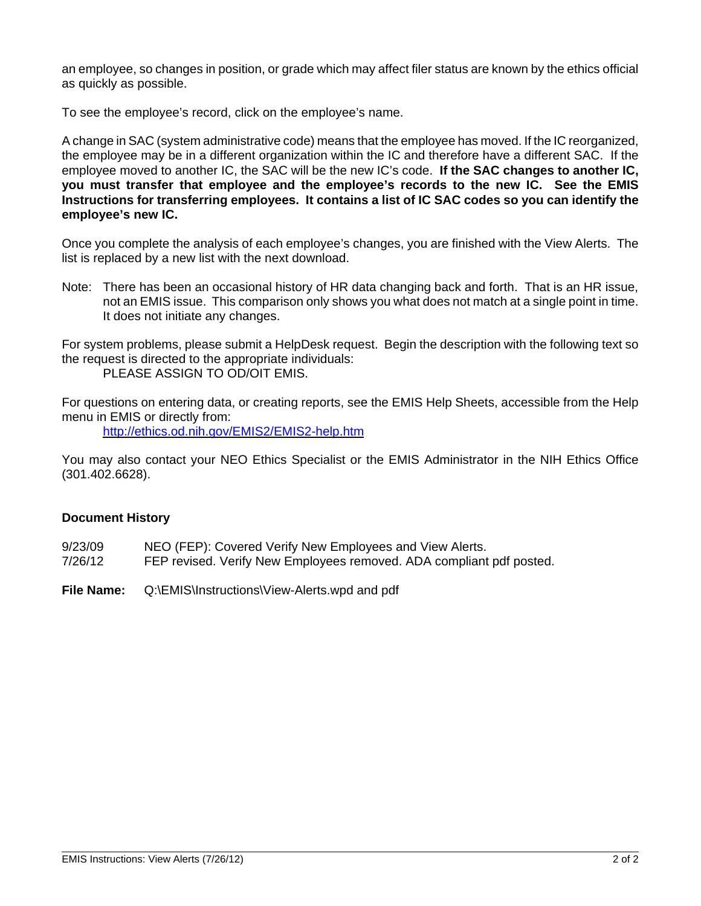an employee, so changes in position, or grade which may affect filer status are known by the ethics official as quickly as possible.

To see the employee's record, click on the employee's name.

A change in SAC (system administrative code) means that the employee has moved. If the IC reorganized, the employee may be in a different organization within the IC and therefore have a different SAC. If the employee moved to another IC, the SAC will be the new IC's code. **If the SAC changes to another IC, you must transfer that employee and the employee's records to the new IC. See the EMIS Instructions for transferring employees. It contains a list of IC SAC codes so you can identify the employee's new IC.**

Once you complete the analysis of each employee's changes, you are finished with the View Alerts. The list is replaced by a new list with the next download.

Note: There has been an occasional history of HR data changing back and forth. That is an HR issue, not an EMIS issue. This comparison only shows you what does not match at a single point in time. It does not initiate any changes.

For system problems, please submit a HelpDesk request. Begin the description with the following text so the request is directed to the appropriate individuals:

PLEASE ASSIGN TO OD/OIT EMIS.

For questions on entering data, or creating reports, see the EMIS Help Sheets, accessible from the Help menu in EMIS or directly from:

[http://ethics.od.nih.gov/EMIS2/EMIS2-help.htm](http://ethics.od.nih.gov/EMIS2/EMIS2-help.htm)

You may also contact your NEO Ethics Specialist or the EMIS Administrator in the NIH Ethics Office (301.402.6628).

## Document History

9/23/09 NEO (FEP): Covered Verify New Employees and View Alerts.
7/26/12 FEP revised. Verify New Employees removed. ADA compliant pdf posted.

**File Name:** Q:\EMIS\Instructions\View-Alerts.wpd and pdf